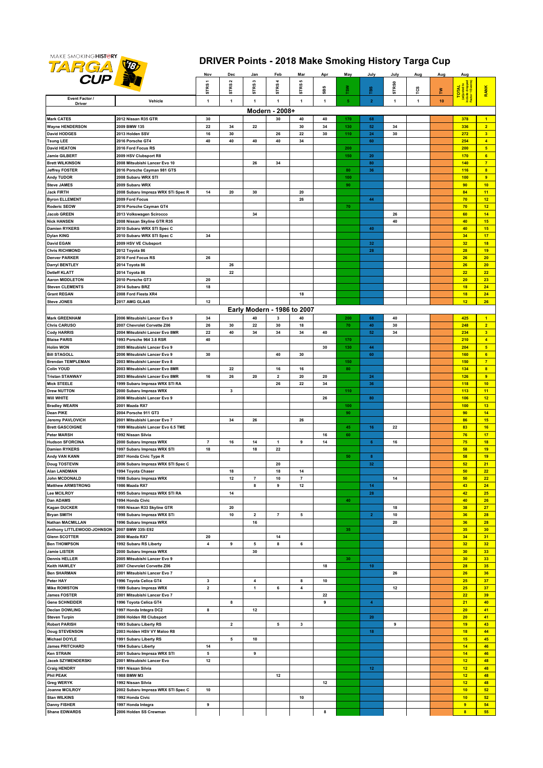# DRIVER Points - 2018 Make Smoking History Targa Cup

MAKE SMOKING HISTORY TARGA CUP

| | | Nov | Dec | Jan | Feb | Mar | Apr | May | July | July | Aug | Aug | Aug | |
|---|---|---|---|---|---|---|---|---|---|---|---|---|---|---|
| | | STRS 1 | STRS 2 | STRS 3 | STRS 4 | STRS 5 | SBS | TSW | TBS | STRS0 | TCS | TW | TOTAL (adjusted to include dropped Factor 1 Events) | RANK |
| **Event Factor / Driver** | **Vehicle** | 1 | 1 | 1 | 1 | 1 | 1 | 5 | 2 | 1 | 1 | 10 | | |
| | | | | | **Modern - 2008+** | | | | | | | | | |
| Mark CATES | 2012 Nissan R35 GTR | 30 | | | 30 | 40 | 40 | 170 | 68 | | | | 378 | 1 |
| Wayne HENDERSON | 2009 BMW 135 | 22 | 34 | 22 | | 30 | 34 | 130 | 52 | 34 | | | 336 | 2 |
| David HODGES | 2013 Holden SSV | 16 | 30 | | 26 | 22 | 30 | 110 | 24 | 30 | | | 272 | 3 |
| Tsung LEE | 2016 Porsche GT4 | 40 | 40 | 40 | 40 | 34 | | | 60 | | | | 254 | 4 |
| David HEATON | 2016 Ford Focus RS | | | | | | | 200 | | | | | 200 | 5 |
| Jamie GILBERT | 2009 HSV Clubsport R8 | | | | | | | 150 | 20 | | | | 170 | 6 |
| Brett WILKINSON | 2008 Mitsubishi Lancer Evo 10 | | | 26 | 34 | | | | 80 | | | | 140 | 7 |
| Jeffrey FOSTER | 2016 Porsche Cayman 981 GTS | | | | | | | 80 | 36 | | | | 116 | 8 |
| Andy TUDOR | 2008 Subaru WRX STI | | | | | | | 100 | | | | | 100 | 9 |
| Steve JAMES | 2009 Subaru WRX | | | | | | | 90 | | | | | 90 | 10 |
| Jack FIRTH | 2008 Subaru Impreza WRX STi Spec R | 14 | 20 | 30 | | 20 | | | | | | | 84 | 11 |
| Byron ELLEMENT | 2009 Ford Focus | | | | | 26 | | | 44 | | | | 70 | 12 |
| Roderic SEOW | 2016 Porsche Cayman GT4 | | | | | | | 70 | | | | | 70 | 12 |
| Jacob GREEN | 2013 Volkswagen Scirocco | | | 34 | | | | | | 26 | | | 60 | 14 |
| Nick HANSEN | 2008 Nissan Skyline GTR R35 | | | | | | | | | 40 | | | 40 | 15 |
| Damien RYKERS | 2010 Subaru WRX STI Spec C | | | | | | | | 40 | | | | 40 | 15 |
| Dylan KING | 2010 Subaru WRX STI Spec C | 34 | | | | | | | | | | | 34 | 17 |
| David EGAN | 2009 HSV VE Clubsport | | | | | | | | 32 | | | | 32 | 18 |
| Chris RICHMOND | 2012 Toyota 86 | | | | | | | | 28 | | | | 28 | 19 |
| Denver PARKER | 2016 Ford Focus RS | 26 | | | | | | | | | | | 26 | 20 |
| Darryl BENTLEY | 2014 Toyota 86 | | 26 | | | | | | | | | | 26 | 20 |
| Detleff KLATT | 2014 Toyota 86 | | 22 | | | | | | | | | | 22 | 22 |
| Aaron MIDDLETON | 2010 Porsche GT3 | 20 | | | | | | | | | | | 20 | 23 |
| Steven CLEMENTS | 2014 Subaru BRZ | 18 | | | | | | | | | | | 18 | 24 |
| Grant REGAN | 2008 Ford Fiesta XR4 | | | | | 18 | | | | | | | 18 | 24 |
| Steve JONES | 2017 AMG GLA45 | 12 | | | | | | | | | | | 12 | 26 |
| | | | | | **Early Modern - 1986 to 2007** | | | | | | | | | |
| Mark GREENHAM | 2006 Mitsubishi Lancer Evo 9 | 34 | | 40 | 3 | 40 | | 200 | 68 | 40 | | | 425 | 1 |
| Chris CARUSO | 2007 Chevrolet Corvette Z06 | 26 | 30 | 22 | 30 | 18 | | 70 | 40 | 30 | | | 248 | 2 |
| Cody HARRIS | 2004 Mitsubishi Lancer Evo 8MR | 22 | 40 | 34 | 34 | 34 | 40 | | 52 | 34 | | | 234 | 3 |
| Blaise PARIS | 1993 Porsche 964 3.8 RSR | 40 | | | | | | 170 | | | | | 210 | 4 |
| Holim WON | 2005 Mitsubishi Lancer Evo 9 | | | | | | 30 | 130 | 44 | | | | 204 | 5 |
| Bill STAGOLL | 2006 Mitsubishi Lancer Evo 9 | 30 | | | 40 | 30 | | | 60 | | | | 160 | 6 |
| Brendan TEMPLEMAN | 2003 Mitsubishi Lancer Evo 8 | | | | | | | 150 | | | | | 150 | 7 |
| Colin YOUD | 2003 Mitsubishi Lancer Evo 8MR | | 22 | | 16 | 16 | | 80 | | | | | 134 | 8 |
| Tristan STANWAY | 2003 Mitsubishi Lancer Evo 8MR | 16 | 26 | 20 | 2 | 20 | 20 | | 24 | | | | 126 | 9 |
| Mick STEELE | 1999 Subaru Impreza WRX STI RA | | | | 26 | 22 | 34 | | 36 | | | | 118 | 10 |
| Drew NUTTON | 2000 Subaru Impreza WRX | | 3 | | | | | 110 | | | | | 113 | 11 |
| Will WHITE | 2006 Mitsubishi Lancer Evo 9 | | | | | | 26 | | 80 | | | | 106 | 12 |
| Bradley WEARN | 2001 Mazda RX7 | | | | | | | 100 | | | | | 100 | 13 |
| Dean PIKE | 2004 Porsche 911 GT3 | | | | | | | 90 | | | | | 90 | 14 |
| Jeremy PAVLOVICH | 2001 Mitsubishi Lancer Evo 7 | | 34 | 26 | | 26 | | | | | | | 86 | 15 |
| Brett GASCOIGNE | 1999 Mitsubishi Lancer Evo 6.5 TME | | | | | | | 45 | 16 | 22 | | | 83 | 16 |
| Peter MARSH | 1992 Nissan Silvia | | | | | | 16 | 60 | | | | | 76 | 17 |
| Hudson SFORCINA | 2000 Subaru Impreza WRX | 7 | 16 | 14 | 1 | 9 | 14 | | 6 | 16 | | | 75 | 18 |
| Damien RYKERS | 1997 Subaru Impreza WRX STI | 18 | | 18 | 22 | | | | | | | | 58 | 19 |
| Andy VAN KANN | 2007 Honda Civic Type R | | | | | | | 50 | 8 | | | | 58 | 19 |
| Doug TOSTEVIN | 2006 Subaru Impreza WRX STI Spec C | | | | 20 | | | | 32 | | | | 52 | 21 |
| Alan LANDMAN | 1994 Toyota Chaser | | 18 | | 18 | 14 | | | | | | | 50 | 22 |
| John MCDONALD | 1998 Subaru Impreza WRX | | 12 | 7 | 10 | 7 | | | | 14 | | | 50 | 22 |
| Matthew ARMSTRONG | 1986 Mazda RX7 | | | 8 | 9 | 12 | | | 14 | | | | 43 | 24 |
| Lee MCILROY | 1995 Subaru Impreza WRX STI RA | | 14 | | | | | | 28 | | | | 42 | 25 |
| Dan ADAMS | 1994 Honda Civic | | | | | | | 40 | | | | | 40 | 26 |
| Kagan DUCKER | 1995 Nissan R33 Skyline GTR | | 20 | | | | | | | 18 | | | 38 | 27 |
| Bryan SMITH | 1998 Subaru Impreza WRX STi | | 10 | 2 | 7 | 5 | | | 2 | 10 | | | 36 | 28 |
| Nathan MACMILLAN | 1996 Subaru Impreza WRX | | | 16 | | | | | | 20 | | | 36 | 28 |
| Anthony LITTLEWOOD-JOHNSON | 2007 BMW 335i E92 | | | | | | | 35 | | | | | 35 | 30 |
| Glenn SCOTTER | 2000 Mazda RX7 | 20 | | | 14 | | | | | | | | 34 | 31 |
| Ben THOMPSON | 1992 Subaru RS Liberty | 4 | 9 | 5 | 8 | 6 | | | | | | | 32 | 32 |
| Jamie LISTER | 2000 Subaru Impreza WRX | | | 30 | | | | | | | | | 30 | 33 |
| Dennis HELLER | 2005 Mitsubishi Lancer Evo 9 | | | | | | | 30 | | | | | 30 | 33 |
| Keith HAWLEY | 2007 Chevrolet Corvette Z06 | | | | | | 18 | | 10 | | | | 28 | 35 |
| Ben SHARMAN | 2001 Mitsubishi Lancer Evo 7 | | | | | | | | | 26 | | | 26 | 36 |
| Peter HAY | 1996 Toyota Celica GT4 | 3 | | 4 | | 8 | 10 | | | | | | 25 | 37 |
| Mike ROWSTON | 1999 Subaru Impreza WRX | 2 | | 1 | 6 | 4 | | | | 12 | | | 25 | 37 |
| James FOSTER | 2001 Mitsubishi Lancer Evo 7 | | | | | | 22 | | | | | | 22 | 39 |
| Gene SCHNEIDER | 1996 Toyota Celica GT4 | | 8 | | | | 9 | | 4 | | | | 21 | 40 |
| Declan DOWLING | 1997 Honda Integra DC2 | 8 | | 12 | | | | | | | | | 20 | 41 |
| Steven Turpin | 2006 Holden R8 Clubsport | | | | | | | | 20 | | | | 20 | 41 |
| Robert PARISH | 1993 Subaru Liberty RS | | 2 | | 5 | 3 | | | | 9 | | | 19 | 43 |
| Doug STEVENSON | 2003 Holden HSV VY Maloo R8 | | | | | | | | 18 | | | | 18 | 44 |
| Michael DOYLE | 1991 Subaru Liberty RS | | 5 | 10 | | | | | | | | | 15 | 45 |
| James PRITCHARD | 1994 Subaru Liberty | 14 | | | | | | | | | | | 14 | 46 |
| Ken STRAIN | 2001 Subaru Impreza WRX STI | 5 | | 9 | | | | | | | | | 14 | 46 |
| Jacek SZYMENDERSKI | 2001 Mitsubishi Lancer Evo | 12 | | | | | | | | | | | 12 | 48 |
| Craig HENDRY | 1991 Nissan Silvia | | | | | | | | 12 | | | | 12 | 48 |
| Phil PEAK | 1988 BMW M3 | | | | 12 | | | | | | | | 12 | 48 |
| Greg WERYK | 1992 Nissan Silvia | | | | | | 12 | | | | | | 12 | 48 |
| Joanne MCILROY | 2002 Subaru Impreza WRX STI Spec C | 10 | | | | | | | | | | | 10 | 52 |
| Stan WILKINS | 1992 Honda Civic | | | | | 10 | | | | | | | 10 | 52 |
| Danny FISHER | 1997 Honda Integra | 9 | | | | | | | | | | | 9 | 54 |
| Shane EDWARDS | 2006 Holden SS Crewman | | | | | | 8 | | | | | | 8 | 55 |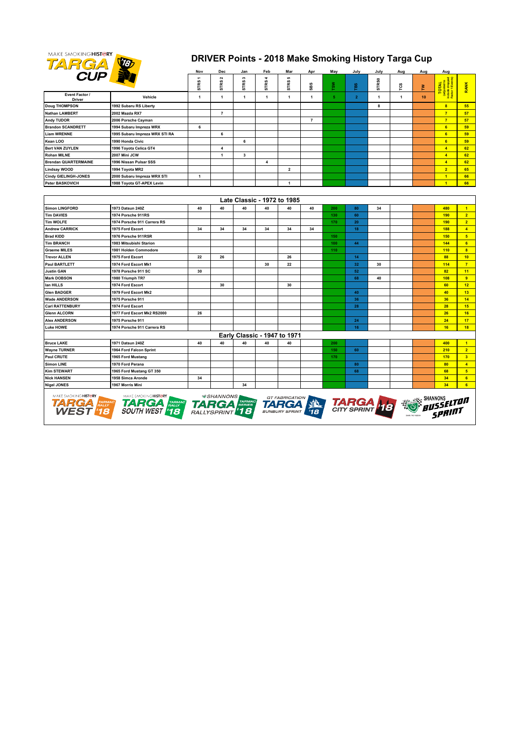# DRIVER Points - 2018 Make Smoking History Targa Cup

| | | Nov | Dec | Jan | Feb | Mar | Apr | May | July | July | Aug | Aug | Aug | |
|---|---|---|---|---|---|---|---|---|---|---|---|---|---|---|
| | | STRS 1 | STRS 2 | STRS 3 | STRS 4 | STRS 5 | SBS | TSW | TBS | STRS0 | TCS | TW | TOTAL (adjusted to include dropped Factor 1 Events) | RANK |
| Event Factor / Driver | Vehicle | 1 | 1 | 1 | 1 | 1 | 1 | 5 | 2 | 1 | 1 | 10 | | |
| Doug THOMPSON | 1992 Subaru RS Liberty | | | | | | | | | 8 | | | 8 | 55 |
| Nathan LAMBERT | 2002 Mazda RX7 | | 7 | | | | | | | | | | 7 | 57 |
| Andy TUDOR | 2006 Porsche Cayman | | | | | | 7 | | | | | | 7 | 57 |
| Brandon SCANDRETT | 1994 Subaru Impreza WRX | 6 | | | | | | | | | | | 6 | 59 |
| Liam WRENNE | 1995 Subaru Impreza WRX STI RA | | 6 | | | | | | | | | | 6 | 59 |
| Kean LOO | 1990 Honda Civic | | | 6 | | | | | | | | | 6 | 59 |
| Bert VAN ZUYLEN | 1996 Toyota Celica GT4 | | 4 | | | | | | | | | | 4 | 62 |
| Rohan MILNE | 2007 Mini JCW | | 1 | 3 | | | | | | | | | 4 | 62 |
| Brendan QUARTERMAINE | 1996 Nissan Pulsar SSS | | | | 4 | | | | | | | | 4 | 62 |
| Lindsay WOOD | 1994 Toyota MR2 | | | | | 2 | | | | | | | 2 | 65 |
| Cindy GIELINGH-JONES | 2000 Subaru Impreza WRX STI | 1 | | | | | | | | | | | 1 | 66 |
| Peter BASKOVICH | 1988 Toyota GT-APEX Levin | | | | | 1 | | | | | | | 1 | 66 |

## Late Classic - 1972 to 1985

| Driver | Vehicle | STRS 1 | STRS 2 | STRS 3 | STRS 4 | STRS 5 | SBS | TSW | TBS | STRS0 | TCS | TW | TOTAL | RANK |
|---|---|---|---|---|---|---|---|---|---|---|---|---|---|---|
| Simon LINGFORD | 1973 Datsun 240Z | 40 | 40 | 40 | 40 | 40 | 40 | 200 | 80 | 34 | | | 480 | 1 |
| Tim DAVIES | 1974 Porsche 911RS | | | | | | | 130 | 60 | | | | 190 | 2 |
| Tim WOLFE | 1974 Porsche 911 Carrera RS | | | | | | | 170 | 20 | | | | 190 | 2 |
| Andrew CARRICK | 1975 Ford Escort | 34 | 34 | 34 | 34 | 34 | 34 | | 18 | | | | 188 | 4 |
| Brad KIDD | 1976 Porsche 911RSR | | | | | | | 150 | | | | | 150 | 5 |
| Tim BRANCH | 1983 Mitsubishi Starion | | | | | | | 100 | 44 | | | | 144 | 6 |
| Graeme MILES | 1981 Holden Commodore | | | | | | | 110 | | | | | 110 | 8 |
| Trevor ALLEN | 1975 Ford Escort | 22 | 26 | | | 26 | | | 14 | | | | 88 | 10 |
| Paul BARTLETT | 1974 Ford Escort Mk1 | | | | 30 | 22 | | | 32 | 30 | | | 114 | 7 |
| Justin GAN | 1978 Porsche 911 SC | 30 | | | | | | | 52 | | | | 82 | 11 |
| Mark DOBSON | 1980 Triumph TR7 | | | | | | | | 68 | 40 | | | 108 | 9 |
| Ian HILLS | 1974 Ford Escort | | 30 | | | 30 | | | | | | | 60 | 12 |
| Glen BADGER | 1979 Ford Escort Mk2 | | | | | | | | 40 | | | | 40 | 13 |
| Wade ANDERSON | 1975 Porsche 911 | | | | | | | | 36 | | | | 36 | 14 |
| Carl RATTENBURY | 1974 Ford Escort | | | | | | | | 28 | | | | 28 | 15 |
| Glenn ALCORN | 1977 Ford Escort Mk2 RS2000 | 26 | | | | | | | | | | | 26 | 16 |
| Alex ANDERSON | 1975 Porsche 911 | | | | | | | | 24 | | | | 24 | 17 |
| Luke HOWE | 1974 Porsche 911 Carrera RS | | | | | | | | 16 | | | | 16 | 18 |

## Early Classic - 1947 to 1971

| Driver | Vehicle | STRS 1 | STRS 2 | STRS 3 | STRS 4 | STRS 5 | SBS | TSW | TBS | STRS0 | TCS | TW | TOTAL | RANK |
|---|---|---|---|---|---|---|---|---|---|---|---|---|---|---|
| Bruce LAKE | 1971 Datsun 240Z | 40 | 40 | 40 | 40 | 40 | | 200 | | | | | 400 | 1 |
| Wayne TURNER | 1964 Ford Falcon Sprint | | | | | | | 150 | 60 | | | | 210 | 2 |
| Paul CRUTE | 1965 Ford Mustang | | | | | | | 170 | | | | | 170 | 3 |
| Simon LINE | 1970 Ford Perana | | | | | | | | 80 | | | | 80 | 4 |
| Kim STEWART | 1965 Ford Mustang GT 350 | | | | | | | | 68 | | | | 68 | 5 |
| Nick HANSEN | 1958 Simca Aronde | 34 | | | | | | | | | | | 34 | 6 |
| Nigel JONES | 1967 Morris Mini | | | 34 | | | | | | | | | 34 | 6 |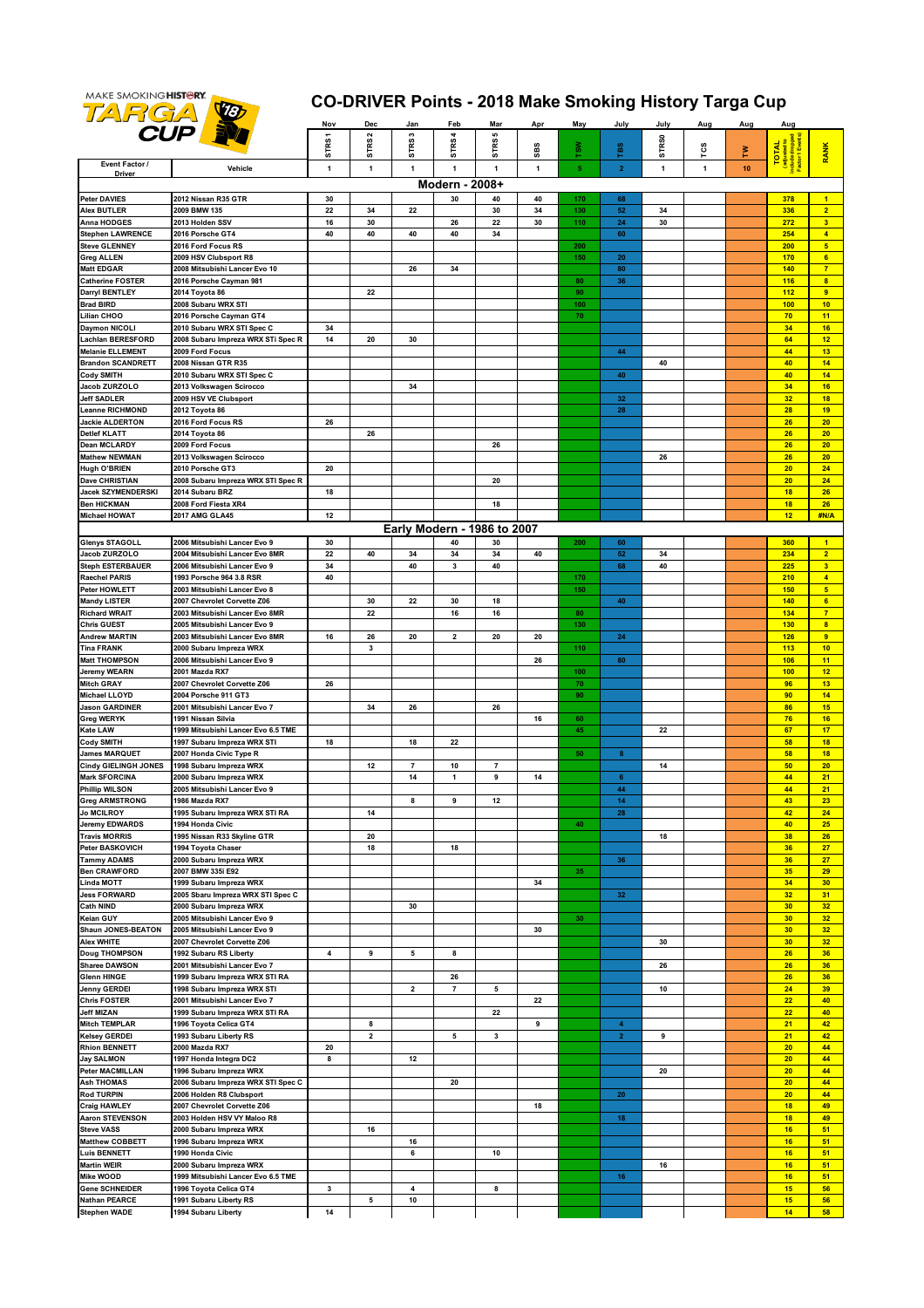# CO-DRIVER Points - 2018 Make Smoking History Targa Cup

MAKE SMOKING HISTORY TARGA CUP '18

| | | Nov | Dec | Jan | Feb | Mar | Apr | May | July | July | Aug | Aug | Aug | |
|---|---|---|---|---|---|---|---|---|---|---|---|---|---|---|
| | | STRS1 | STRS2 | STRS3 | STRS4 | STRS5 | SBS | TSW | TBS | STRS0 | TCS | TW | TOTAL (adjusted to include dropped Factor 1 Events) | RANK |
| Event Factor / Driver | Vehicle | 1 | 1 | 1 | 1 | 1 | 1 | 5 | 2 | 1 | 1 | 10 | | |
| **Modern - 2008+** | | | | | | | | | | | | | | |
| Peter DAVIES | 2012 Nissan R35 GTR | 30 | | | 30 | 40 | 40 | 170 | 68 | | | | 378 | 1 |
| Alex BUTLER | 2009 BMW 135 | 22 | 34 | 22 | | 30 | 34 | 130 | 52 | 34 | | | 336 | 2 |
| Anna HODGES | 2013 Holden SSV | 16 | 30 | | 26 | 22 | 30 | 110 | 24 | 30 | | | 272 | 3 |
| Stephen LAWRENCE | 2016 Porsche GT4 | 40 | 40 | 40 | 40 | 34 | | | 60 | | | | 254 | 4 |
| Steve GLENNEY | 2016 Ford Focus RS | | | | | | | 200 | | | | | 200 | 5 |
| Greg ALLEN | 2009 HSV Clubsport R8 | | | | | | | 150 | 20 | | | | 170 | 6 |
| Matt EDGAR | 2008 Mitsubishi Lancer Evo 10 | | | 26 | 34 | | | | 80 | | | | 140 | 7 |
| Catherine FOSTER | 2016 Porsche Cayman 981 | | | | | | | 80 | 36 | | | | 116 | 8 |
| Darryl BENTLEY | 2014 Toyota 86 | | 22 | | | | | 90 | | | | | 112 | 9 |
| Brad BIRD | 2008 Subaru WRX STI | | | | | | | 100 | | | | | 100 | 10 |
| Lilian CHOO | 2016 Porsche Cayman GT4 | | | | | | | 70 | | | | | 70 | 11 |
| Daymon NICOLI | 2010 Subaru WRX STI Spec C | 34 | | | | | | | | | | | 34 | 16 |
| Lachlan BERESFORD | 2008 Subaru Impreza WRX STi Spec R | 14 | 20 | 30 | | | | | | | | | 64 | 12 |
| Melanie ELLEMENT | 2009 Ford Focus | | | | | | | | 44 | | | | 44 | 13 |
| Brandon SCANDRETT | 2008 Nissan GTR R35 | | | | | | | | | 40 | | | 40 | 14 |
| Cody SMITH | 2010 Subaru WRX STI Spec C | | | | | | | | 40 | | | | 40 | 14 |
| Jacob ZURZOLO | 2013 Volkswagen Scirocco | | | 34 | | | | | | | | | 34 | 16 |
| Jeff SADLER | 2009 HSV VE Clubsport | | | | | | | | 32 | | | | 32 | 18 |
| Leanne RICHMOND | 2012 Toyota 86 | | | | | | | | 28 | | | | 28 | 19 |
| Jackie ALDERTON | 2016 Ford Focus RS | 26 | | | | | | | | | | | 26 | 20 |
| Detlef KLATT | 2014 Toyota 86 | | 26 | | | | | | | | | | 26 | 20 |
| Dean MCLARDY | 2009 Ford Focus | | | | | 26 | | | | | | | 26 | 20 |
| Mathew NEWMAN | 2013 Volkswagen Scirocco | | | | | | | | | 26 | | | 26 | 20 |
| Hugh O'BRIEN | 2010 Porsche GT3 | 20 | | | | | | | | | | | 20 | 24 |
| Dave CHRISTIAN | 2008 Subaru Impreza WRX STI Spec R | | | | | 20 | | | | | | | 20 | 24 |
| Jacek SZYMENDERSKI | 2014 Subaru BRZ | 18 | | | | | | | | | | | 18 | 26 |
| Ben HICKMAN | 2008 Ford Fiesta XR4 | | | | | 18 | | | | | | | 18 | 26 |
| Michael HOWAT | 2017 AMG GLA45 | 12 | | | | | | | | | | | 12 | #N/A |
| **Early Modern - 1986 to 2007** | | | | | | | | | | | | | | |
| Glenys STAGOLL | 2006 Mitsubishi Lancer Evo 9 | 30 | | | 40 | 30 | | 200 | 60 | | | | 360 | 1 |
| Jacob ZURZOLO | 2004 Mitsubishi Lancer Evo 8MR | 22 | 40 | 34 | 34 | 34 | 40 | | 52 | 34 | | | 234 | 2 |
| Steph ESTERBAUER | 2006 Mitsubishi Lancer Evo 9 | 34 | | 40 | 3 | 40 | | | 68 | 40 | | | 225 | 3 |
| Raechel PARIS | 1993 Porsche 964 3.8 RSR | 40 | | | | | | 170 | | | | | 210 | 4 |
| Peter HOWLETT | 2003 Mitsubishi Lancer Evo 8 | | | | | | | 150 | | | | | 150 | 5 |
| Mandy LISTER | 2007 Chevrolet Corvette Z06 | | 30 | 22 | 30 | 18 | | | 40 | | | | 140 | 6 |
| Richard WRAIT | 2003 Mitsubishi Lancer Evo 8MR | | 22 | | 16 | 16 | | 80 | | | | | 134 | 7 |
| Chris GUEST | 2005 Mitsubishi Lancer Evo 9 | | | | | | | 130 | | | | | 130 | 8 |
| Andrew MARTIN | 2003 Mitsubishi Lancer Evo 8MR | 16 | 26 | 20 | 2 | 20 | 20 | | 24 | | | | 126 | 9 |
| Tina FRANK | 2000 Subaru Impreza WRX | | 3 | | | | | 110 | | | | | 113 | 10 |
| Matt THOMPSON | 2006 Mitsubishi Lancer Evo 9 | | | | | | 26 | | 80 | | | | 106 | 11 |
| Jeremy WEARN | 2001 Mazda RX7 | | | | | | | 100 | | | | | 100 | 12 |
| Mitch GRAY | 2007 Chevrolet Corvette Z06 | 26 | | | | | | 70 | | | | | 96 | 13 |
| Michael LLOYD | 2004 Porsche 911 GT3 | | | | | | | 90 | | | | | 90 | 14 |
| Jason GARDINER | 2001 Mitsubishi Lancer Evo 7 | | 34 | 26 | | 26 | | | | | | | 86 | 15 |
| Greg WERYK | 1991 Nissan Silvia | | | | | | 16 | 60 | | | | | 76 | 16 |
| Kate LAW | 1999 Mitsubishi Lancer Evo 6.5 TME | | | | | | | 45 | | 22 | | | 67 | 17 |
| Cody SMITH | 1997 Subaru Impreza WRX STI | 18 | | 18 | 22 | | | | | | | | 58 | 18 |
| James MARQUET | 2007 Honda Civic Type R | | | | | | | 50 | 8 | | | | 58 | 18 |
| Cindy GIELINGH JONES | 1998 Subaru Impreza WRX | | 12 | 7 | 10 | 7 | | | | 14 | | | 50 | 20 |
| Mark SFORCINA | 2000 Subaru Impreza WRX | | | 14 | 1 | 9 | 14 | | 6 | | | | 44 | 21 |
| Phillip WILSON | 2005 Mitsubishi Lancer Evo 9 | | | | | | | | 44 | | | | 44 | 21 |
| Greg ARMSTRONG | 1986 Mazda RX7 | | | 8 | 9 | 12 | | | 14 | | | | 43 | 23 |
| Jo MCILROY | 1995 Subaru Impreza WRX STI RA | | 14 | | | | | | 28 | | | | 42 | 24 |
| Jeremy EDWARDS | 1994 Honda Civic | | | | | | | 40 | | | | | 40 | 25 |
| Travis MORRIS | 1995 Nissan R33 Skyline GTR | | 20 | | | | | | | 18 | | | 38 | 26 |
| Peter BASKOVICH | 1994 Toyota Chaser | | 18 | | 18 | | | | | | | | 36 | 27 |
| Tammy ADAMS | 2000 Subaru Impreza WRX | | | | | | | | 36 | | | | 36 | 27 |
| Ben CRAWFORD | 2007 BMW 335i E92 | | | | | | | 35 | | | | | 35 | 29 |
| Linda MOTT | 1999 Subaru Impreza WRX | | | | | | 34 | | | | | | 34 | 30 |
| Jess FORWARD | 2005 Sbaru Impreza WRX STI Spec C | | | | | | | | 32 | | | | 32 | 31 |
| Cath NIND | 2000 Subaru Impreza WRX | | | 30 | | | | | | | | | 30 | 32 |
| Keian GUY | 2005 Mitsubishi Lancer Evo 9 | | | | | | | 30 | | | | | 30 | 32 |
| Shaun JONES-BEATON | 2005 Mitsubishi Lancer Evo 9 | | | | | | 30 | | | | | | 30 | 32 |
| Alex WHITE | 2007 Chevrolet Corvette Z06 | | | | | | | | | 30 | | | 30 | 32 |
| Doug THOMPSON | 1992 Subaru RS Liberty | 4 | 9 | 5 | 8 | | | | | | | | 26 | 36 |
| Sharee DAWSON | 2001 Mitsubishi Lancer Evo 7 | | | | | | | | | 26 | | | 26 | 36 |
| Glenn HINGE | 1999 Subaru Impreza WRX STI RA | | | | 26 | | | | | | | | 26 | 36 |
| Jenny GERDEI | 1998 Subaru Impreza WRX STI | | | 2 | 7 | 5 | | | | 10 | | | 24 | 39 |
| Chris FOSTER | 2001 Mitsubishi Lancer Evo 7 | | | | | | 22 | | | | | | 22 | 40 |
| Jeff MIZAN | 1999 Subaru Impreza WRX STI RA | | | | | 22 | | | | | | | 22 | 40 |
| Mitch TEMPLAR | 1996 Toyota Celica GT4 | | 8 | | | | 9 | | 4 | | | | 21 | 42 |
| Kelsey GERDEI | 1993 Subaru Liberty RS | | 2 | | 5 | 3 | | | 2 | 9 | | | 21 | 42 |
| Rhion BENNETT | 2000 Mazda RX7 | 20 | | | | | | | | | | | 20 | 44 |
| Jay SALMON | 1997 Honda Integra DC2 | 8 | | 12 | | | | | | | | | 20 | 44 |
| Peter MACMILLAN | 1996 Subaru Impreza WRX | | | | | | | | | 20 | | | 20 | 44 |
| Ash THOMAS | 2006 Subaru Impreza WRX STI Spec C | | | | 20 | | | | | | | | 20 | 44 |
| Rod TURPIN | 2006 Holden R8 Clubsport | | | | | | | | 20 | | | | 20 | 44 |
| Craig HAWLEY | 2007 Chevrolet Corvette Z06 | | | | | | 18 | | | | | | 18 | 49 |
| Aaron STEVENSON | 2003 Holden HSV VY Maloo R8 | | | | | | | | 18 | | | | 18 | 49 |
| Steve VASS | 2000 Subaru Impreza WRX | | 16 | | | | | | | | | | 16 | 51 |
| Matthew COBBETT | 1996 Subaru Impreza WRX | | | 16 | | | | | | | | | 16 | 51 |
| Luis BENNETT | 1990 Honda Civic | | | 6 | | 10 | | | | | | | 16 | 51 |
| Martin WEIR | 2000 Subaru Impreza WRX | | | | | | | | | 16 | | | 16 | 51 |
| Mike WOOD | 1999 Mitsubishi Lancer Evo 6.5 TME | | | | | | | | 16 | | | | 16 | 51 |
| Gene SCHNEIDER | 1996 Toyota Celica GT4 | 3 | | 4 | | 8 | | | | | | | 15 | 56 |
| Nathan PEARCE | 1991 Subaru Liberty RS | | 5 | 10 | | | | | | | | | 15 | 56 |
| Stephen WADE | 1994 Subaru Liberty | 14 | | | | | | | | | | | 14 | 58 |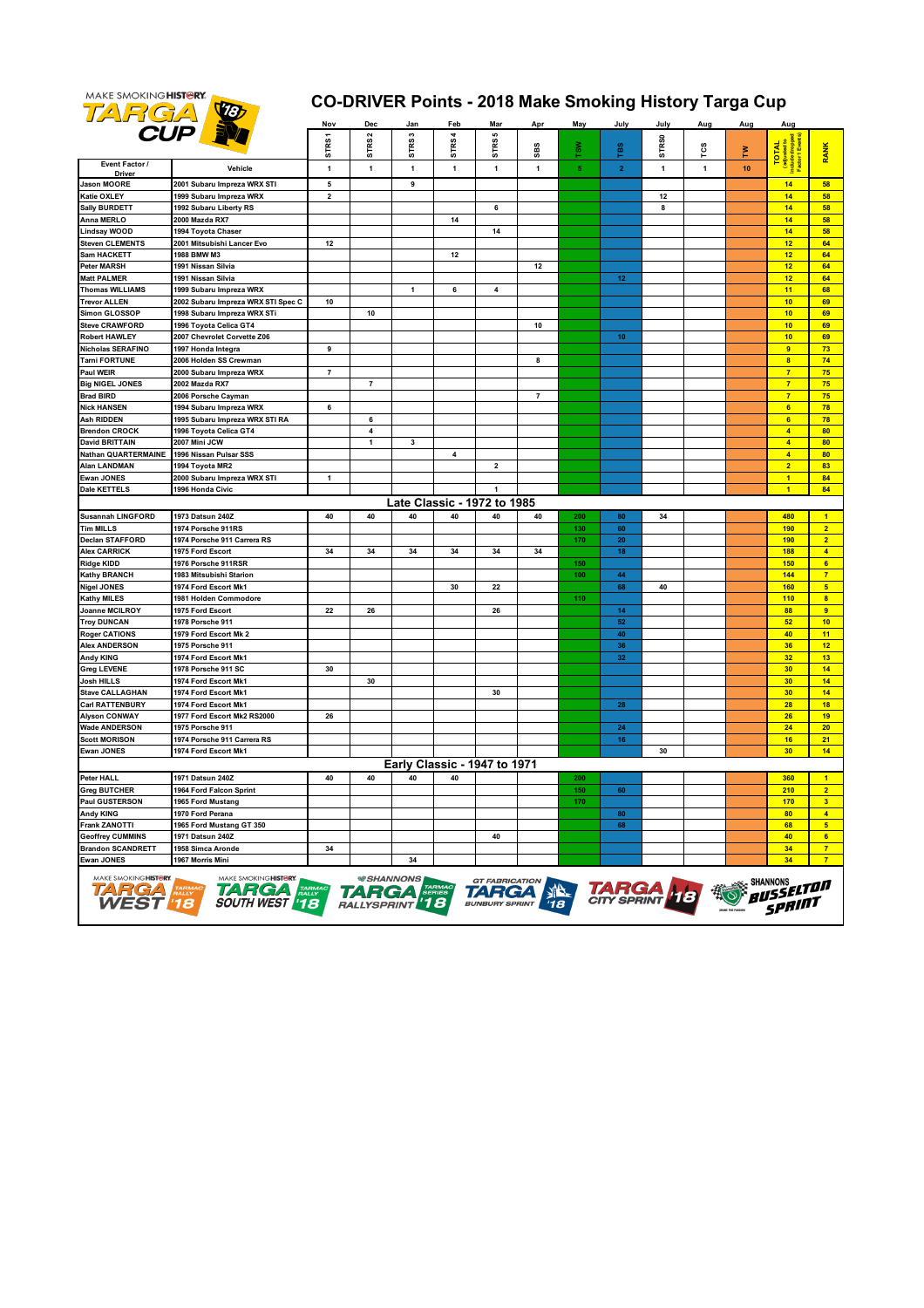# CO-DRIVER Points - 2018 Make Smoking History Targa Cup

| | | Nov | Dec | Jan | Feb | Mar | Apr | May | July | July | Aug | Aug | Aug | |
|---|---|---|---|---|---|---|---|---|---|---|---|---|---|---|
| | | STRS 1 | STRS 2 | STRS 3 | STRS 4 | STRS 5 | SBS | TSW | TBS | STRS0 | TCS | TW | TOTAL (adjusted to include dropped Factor 1 Events) | RANK |
| Event Factor / Driver | Vehicle | 1 | 1 | 1 | 1 | 1 | 1 | 5 | 2 | 1 | 1 | 10 | | |
| Jason MOORE | 2001 Subaru Impreza WRX STI | 5 | | 9 | | | | | | | | | 14 | 58 |
| Katie OXLEY | 1999 Subaru Impreza WRX | 2 | | | | | | | | 12 | | | 14 | 58 |
| Sally BURDETT | 1992 Subaru Liberty RS | | | | | 6 | | | | 8 | | | 14 | 58 |
| Anna MERLO | 2000 Mazda RX7 | | | | 14 | | | | | | | | 14 | 58 |
| Lindsay WOOD | 1994 Toyota Chaser | | | | | 14 | | | | | | | 14 | 58 |
| Steven CLEMENTS | 2001 Mitsubishi Lancer Evo | 12 | | | | | | | | | | | 12 | 64 |
| Sam HACKETT | 1988 BMW M3 | | | | 12 | | | | | | | | 12 | 64 |
| Peter MARSH | 1991 Nissan Silvia | | | | | | 12 | | | | | | 12 | 64 |
| Matt PALMER | 1991 Nissan Silvia | | | | | | | | 12 | | | | 12 | 64 |
| Thomas WILLIAMS | 1999 Subaru Impreza WRX | | | 1 | 6 | 4 | | | | | | | 11 | 68 |
| Trevor ALLEN | 2002 Subaru Impreza WRX STI Spec C | 10 | | | | | | | | | | | 10 | 69 |
| Simon GLOSSOP | 1998 Subaru Impreza WRX STi | | 10 | | | | | | | | | | 10 | 69 |
| Steve CRAWFORD | 1996 Toyota Celica GT4 | | | | | | 10 | | | | | | 10 | 69 |
| Robert HAWLEY | 2007 Chevrolet Corvette Z06 | | | | | | | | 10 | | | | 10 | 69 |
| Nicholas SERAFINO | 1997 Honda Integra | 9 | | | | | | | | | | | 9 | 73 |
| Tarni FORTUNE | 2006 Holden SS Crewman | | | | | | 8 | | | | | | 8 | 74 |
| Paul WEIR | 2000 Subaru Impreza WRX | 7 | | | | | | | | | | | 7 | 75 |
| Big NIGEL JONES | 2002 Mazda RX7 | | 7 | | | | | | | | | | 7 | 75 |
| Brad BIRD | 2006 Porsche Cayman | | | | | | 7 | | | | | | 7 | 75 |
| Nick HANSEN | 1994 Subaru Impreza WRX | 6 | | | | | | | | | | | 6 | 78 |
| Ash RIDDEN | 1995 Subaru Impreza WRX STI RA | | 6 | | | | | | | | | | 6 | 78 |
| Brendon CROCK | 1996 Toyota Celica GT4 | | 4 | | | | | | | | | | 4 | 80 |
| David BRITTAIN | 2007 Mini JCW | | 1 | 3 | | | | | | | | | 4 | 80 |
| Nathan QUARTERMAINE | 1996 Nissan Pulsar SSS | | | | 4 | | | | | | | | 4 | 80 |
| Alan LANDMAN | 1994 Toyota MR2 | | | | | 2 | | | | | | | 2 | 83 |
| Ewan JONES | 2000 Subaru Impreza WRX STI | 1 | | | | | | | | | | | 1 | 84 |
| Dale KETTELS | 1996 Honda Civic | | | | | 1 | | | | | | | 1 | 84 |
| **Late Classic - 1972 to 1985** | | | | | | | | | | | | | | |
| Susannah LINGFORD | 1973 Datsun 240Z | 40 | 40 | 40 | 40 | 40 | 40 | 200 | 80 | 34 | | | 480 | 1 |
| Tim MILLS | 1974 Porsche 911RS | | | | | | | 130 | 60 | | | | 190 | 2 |
| Declan STAFFORD | 1974 Porsche 911 Carrera RS | | | | | | | 170 | 20 | | | | 190 | 2 |
| Alex CARRICK | 1975 Ford Escort | 34 | 34 | 34 | 34 | 34 | 34 | | 18 | | | | 188 | 4 |
| Ridge KIDD | 1976 Porsche 911RSR | | | | | | | 150 | | | | | 150 | 6 |
| Kathy BRANCH | 1983 Mitsubishi Starion | | | | | | | 100 | 44 | | | | 144 | 7 |
| Nigel JONES | 1974 Ford Escort Mk1 | | | | 30 | 22 | | | 68 | 40 | | | 160 | 5 |
| Kathy MILES | 1981 Holden Commodore | | | | | | | 110 | | | | | 110 | 8 |
| Joanne MCILROY | 1975 Ford Escort | 22 | 26 | | | 26 | | | 14 | | | | 88 | 9 |
| Troy DUNCAN | 1978 Porsche 911 | | | | | | | | 52 | | | | 52 | 10 |
| Roger CATIONS | 1979 Ford Escort Mk 2 | | | | | | | | 40 | | | | 40 | 11 |
| Alex ANDERSON | 1975 Porsche 911 | | | | | | | | 36 | | | | 36 | 12 |
| Andy KING | 1974 Ford Escort Mk1 | | | | | | | | 32 | | | | 32 | 13 |
| Greg LEVENE | 1978 Porsche 911 SC | 30 | | | | | | | | | | | 30 | 14 |
| Josh HILLS | 1974 Ford Escort Mk1 | | 30 | | | | | | | | | | 30 | 14 |
| Stave CALLAGHAN | 1974 Ford Escort Mk1 | | | | | 30 | | | | | | | 30 | 14 |
| Carl RATTENBURY | 1974 Ford Escort Mk1 | | | | | | | | 28 | | | | 28 | 18 |
| Alyson CONWAY | 1977 Ford Escort Mk2 RS2000 | 26 | | | | | | | | | | | 26 | 19 |
| Wade ANDERSON | 1975 Porsche 911 | | | | | | | | 24 | | | | 24 | 20 |
| Scott MORISON | 1974 Porsche 911 Carrera RS | | | | | | | | 16 | | | | 16 | 21 |
| Ewan JONES | 1974 Ford Escort Mk1 | | | | | | | | | 30 | | | 30 | 14 |
| **Early Classic - 1947 to 1971** | | | | | | | | | | | | | | |
| Peter HALL | 1971 Datsun 240Z | 40 | 40 | 40 | 40 | | | 200 | | | | | 360 | 1 |
| Greg BUTCHER | 1964 Ford Falcon Sprint | | | | | | | 150 | 60 | | | | 210 | 2 |
| Paul GUSTERSON | 1965 Ford Mustang | | | | | | | 170 | | | | | 170 | 3 |
| Andy KING | 1970 Ford Perana | | | | | | | | 80 | | | | 80 | 4 |
| Frank ZANOTTI | 1965 Ford Mustang GT 350 | | | | | | | | 68 | | | | 68 | 5 |
| Geoffrey CUMMINS | 1971 Datsun 240Z | | | | | 40 | | | | | | | 40 | 6 |
| Brandon SCANDRETT | 1958 Simca Aronde | 34 | | | | | | | | | | | 34 | 7 |
| Ewan JONES | 1967 Morris Mini | | | 34 | | | | | | | | | 34 | 7 |